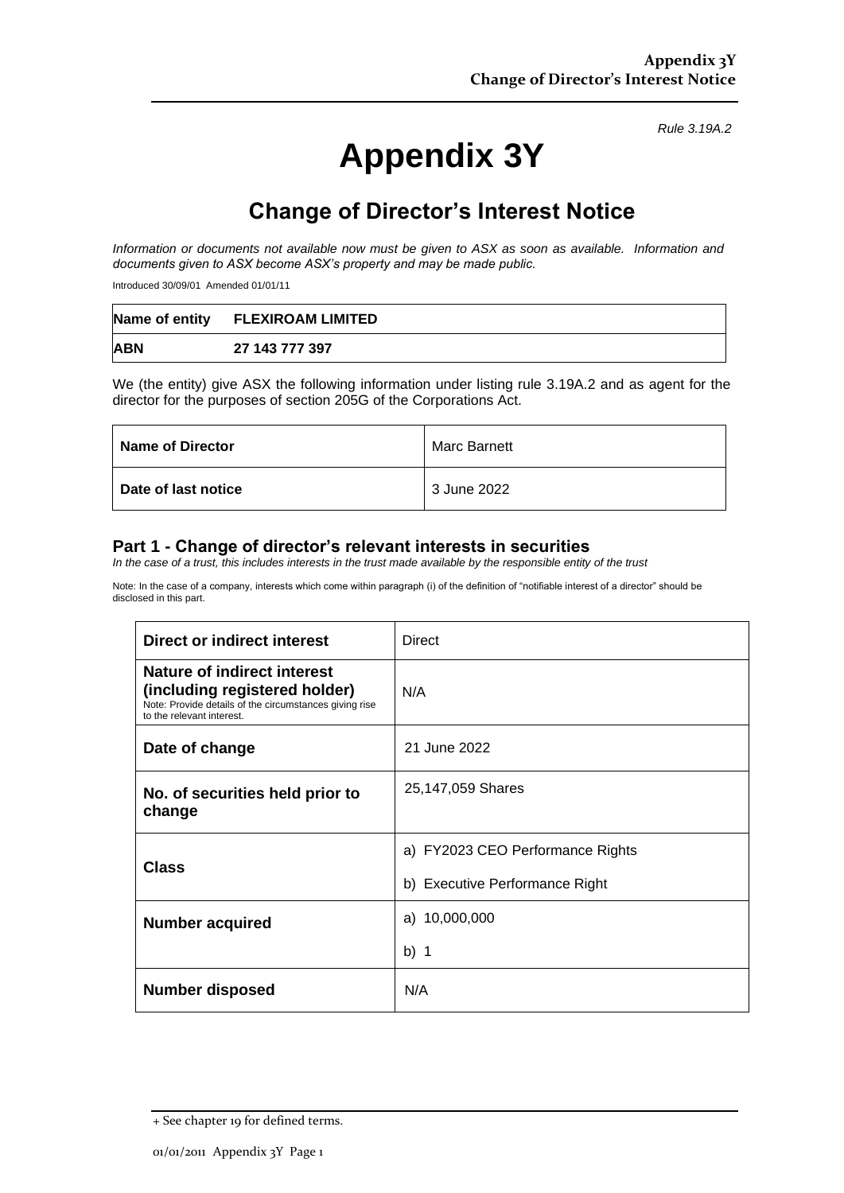*Rule 3.19A.2*

# Appendix 3Y

## Change of Director's Interest Notice

*Information or documents not available now must be given to ASX as soon as available. Information and documents given to ASX become ASX's property and may be made public.*

Introduced 30/09/01 Amended 01/01/11

| | |
|---|---|
| **Name of entity** | **FLEXIROAM LIMITED** |
| **ABN** | **27 143 777 397** |

We (the entity) give ASX the following information under listing rule 3.19A.2 and as agent for the director for the purposes of section 205G of the Corporations Act.

| | |
|---|---|
| **Name of Director** | Marc Barnett |
| **Date of last notice** | 3 June 2022 |

### Part 1 - Change of director's relevant interests in securities

*In the case of a trust, this includes interests in the trust made available by the responsible entity of the trust*

Note: In the case of a company, interests which come within paragraph (i) of the definition of "notifiable interest of a director" should be disclosed in this part.

| | |
|---|---|
| **Direct or indirect interest** | Direct |
| **Nature of indirect interest (including registered holder)**<br>Note: Provide details of the circumstances giving rise to the relevant interest. | N/A |
| **Date of change** | 21 June 2022 |
| **No. of securities held prior to change** | 25,147,059 Shares |
| **Class** | a) FY2023 CEO Performance Rights<br>b) Executive Performance Right |
| **Number acquired** | a) 10,000,000<br>b) 1 |
| **Number disposed** | N/A |

+ See chapter 19 for defined terms.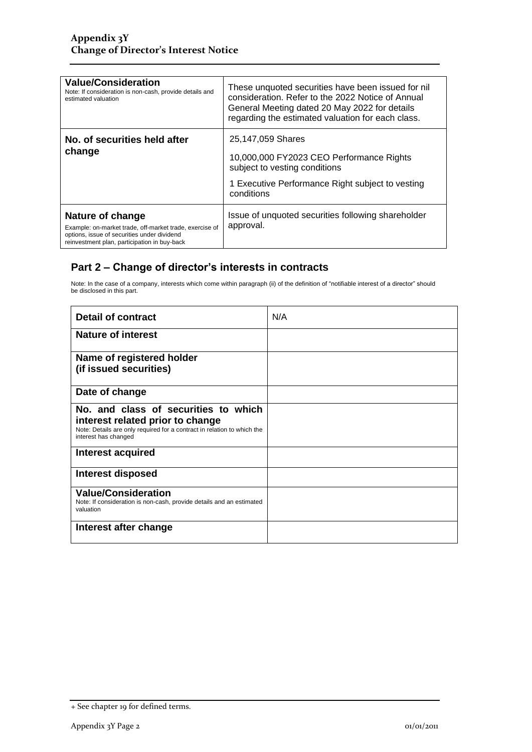| | |
|---|---|
| **Value/Consideration**<br>Note: If consideration is non-cash, provide details and estimated valuation | These unquoted securities have been issued for nil consideration. Refer to the 2022 Notice of Annual General Meeting dated 20 May 2022 for details regarding the estimated valuation for each class. |
| **No. of securities held after change** | 25,147,059 Shares<br><br>10,000,000 FY2023 CEO Performance Rights subject to vesting conditions<br><br>1 Executive Performance Right subject to vesting conditions |
| **Nature of change**<br>Example: on-market trade, off-market trade, exercise of options, issue of securities under dividend reinvestment plan, participation in buy-back | Issue of unquoted securities following shareholder approval. |

## Part 2 – Change of director's interests in contracts

Note: In the case of a company, interests which come within paragraph (ii) of the definition of "notifiable interest of a director" should be disclosed in this part.

| | |
|---|---|
| **Detail of contract** | N/A |
| **Nature of interest** | |
| **Name of registered holder (if issued securities)** | |
| **Date of change** | |
| **No. and class of securities to which interest related prior to change**<br>Note: Details are only required for a contract in relation to which the interest has changed | |
| **Interest acquired** | |
| **Interest disposed** | |
| **Value/Consideration**<br>Note: If consideration is non-cash, provide details and an estimated valuation | |
| **Interest after change** | |

+ See chapter 19 for defined terms.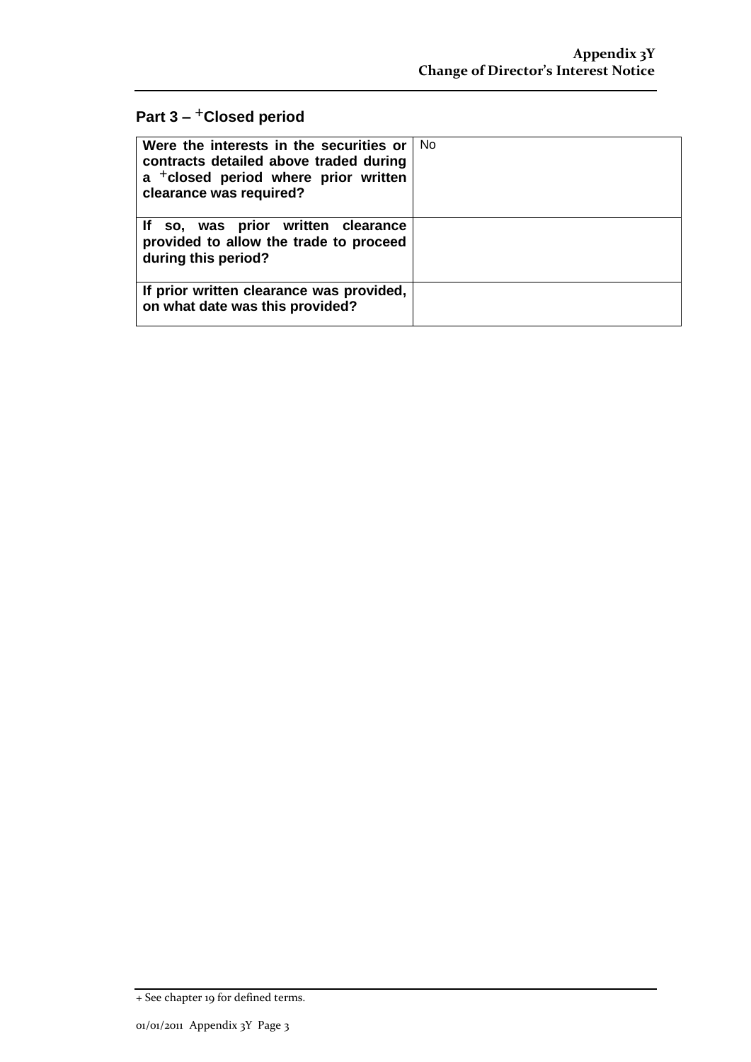## Part 3 – +Closed period

| | |
|---|---|
| **Were the interests in the securities or contracts detailed above traded during a +closed period where prior written clearance was required?** | No |
| **If so, was prior written clearance provided to allow the trade to proceed during this period?** | |
| **If prior written clearance was provided, on what date was this provided?** | |

+ See chapter 19 for defined terms.